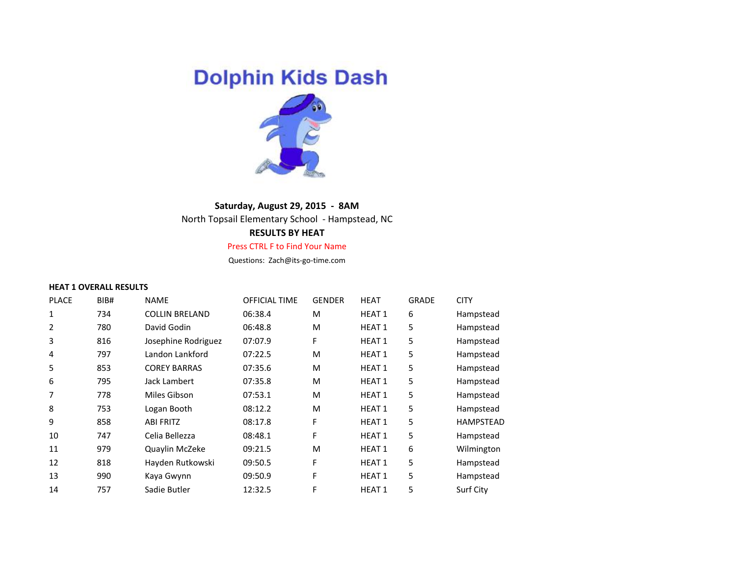# Dolphin Kids Dash

**Saturday, August 29, 2015 - 8AM**

North Topsail Elementary School - Hampstead, NC

**RESULTS BY HEAT**

Press CTRL F to Find Your Name

Questions: Zach@its-go-time.com

**HEAT 1 OVERALL RESULTS**

| PLACE | BIB# | NAME | OFFICIAL TIME | GENDER | HEAT | GRADE | CITY |
|---|---|---|---|---|---|---|---|
| 1 | 734 | COLLIN BRELAND | 06:38.4 | M | HEAT 1 | 6 | Hampstead |
| 2 | 780 | David Godin | 06:48.8 | M | HEAT 1 | 5 | Hampstead |
| 3 | 816 | Josephine Rodriguez | 07:07.9 | F | HEAT 1 | 5 | Hampstead |
| 4 | 797 | Landon Lankford | 07:22.5 | M | HEAT 1 | 5 | Hampstead |
| 5 | 853 | COREY BARRAS | 07:35.6 | M | HEAT 1 | 5 | Hampstead |
| 6 | 795 | Jack Lambert | 07:35.8 | M | HEAT 1 | 5 | Hampstead |
| 7 | 778 | Miles Gibson | 07:53.1 | M | HEAT 1 | 5 | Hampstead |
| 8 | 753 | Logan Booth | 08:12.2 | M | HEAT 1 | 5 | Hampstead |
| 9 | 858 | ABI FRITZ | 08:17.8 | F | HEAT 1 | 5 | HAMPSTEAD |
| 10 | 747 | Celia Bellezza | 08:48.1 | F | HEAT 1 | 5 | Hampstead |
| 11 | 979 | Quaylin McZeke | 09:21.5 | M | HEAT 1 | 6 | Wilmington |
| 12 | 818 | Hayden Rutkowski | 09:50.5 | F | HEAT 1 | 5 | Hampstead |
| 13 | 990 | Kaya Gwynn | 09:50.9 | F | HEAT 1 | 5 | Hampstead |
| 14 | 757 | Sadie Butler | 12:32.5 | F | HEAT 1 | 5 | Surf City |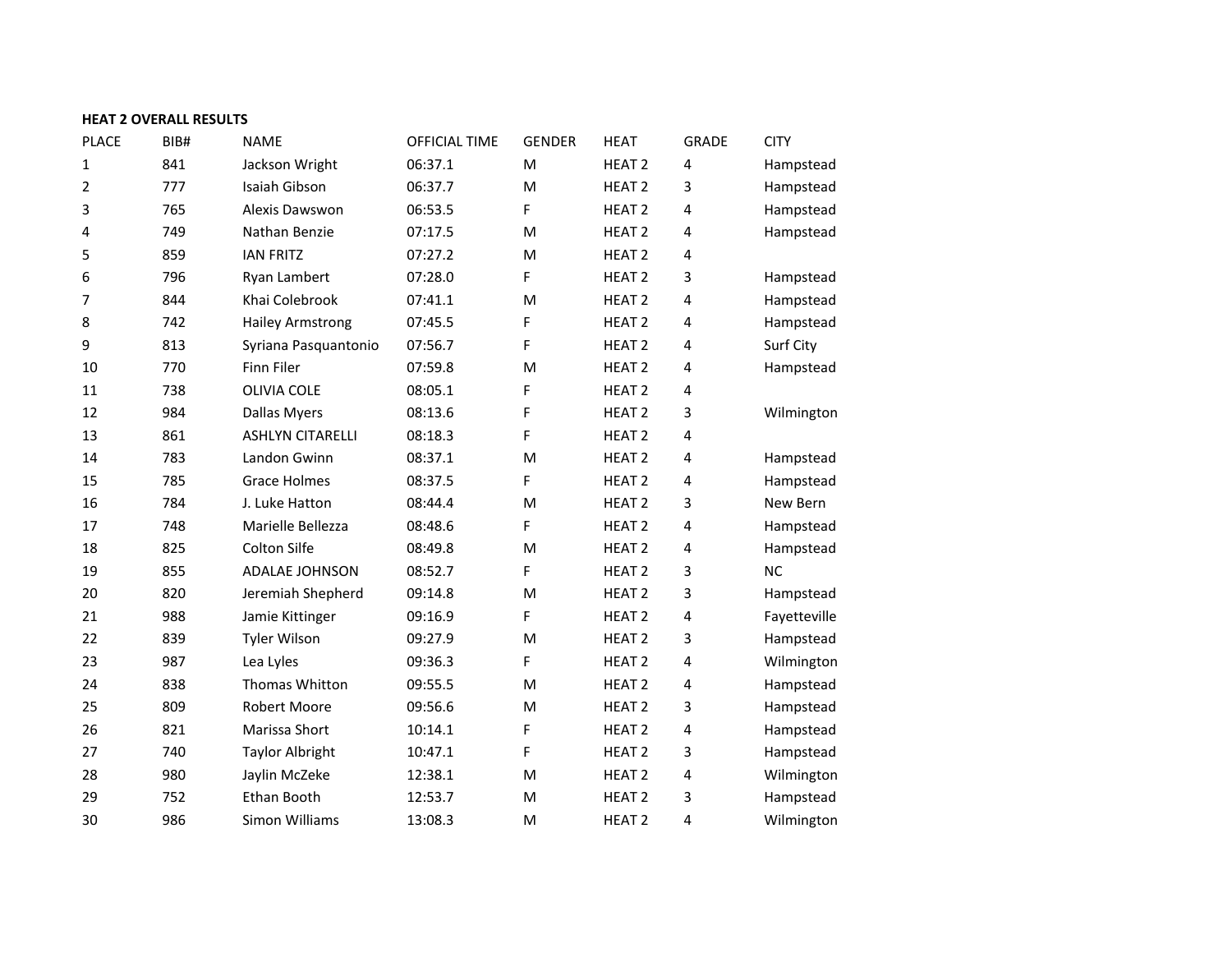**HEAT 2 OVERALL RESULTS**

| PLACE | BIB# | NAME | OFFICIAL TIME | GENDER | HEAT | GRADE | CITY |
|---|---|---|---|---|---|---|---|
| 1 | 841 | Jackson Wright | 06:37.1 | M | HEAT 2 | 4 | Hampstead |
| 2 | 777 | Isaiah Gibson | 06:37.7 | M | HEAT 2 | 3 | Hampstead |
| 3 | 765 | Alexis Dawswon | 06:53.5 | F | HEAT 2 | 4 | Hampstead |
| 4 | 749 | Nathan Benzie | 07:17.5 | M | HEAT 2 | 4 | Hampstead |
| 5 | 859 | IAN FRITZ | 07:27.2 | M | HEAT 2 | 4 | |
| 6 | 796 | Ryan Lambert | 07:28.0 | F | HEAT 2 | 3 | Hampstead |
| 7 | 844 | Khai Colebrook | 07:41.1 | M | HEAT 2 | 4 | Hampstead |
| 8 | 742 | Hailey Armstrong | 07:45.5 | F | HEAT 2 | 4 | Hampstead |
| 9 | 813 | Syriana Pasquantonio | 07:56.7 | F | HEAT 2 | 4 | Surf City |
| 10 | 770 | Finn Filer | 07:59.8 | M | HEAT 2 | 4 | Hampstead |
| 11 | 738 | OLIVIA COLE | 08:05.1 | F | HEAT 2 | 4 | |
| 12 | 984 | Dallas Myers | 08:13.6 | F | HEAT 2 | 3 | Wilmington |
| 13 | 861 | ASHLYN CITARELLI | 08:18.3 | F | HEAT 2 | 4 | |
| 14 | 783 | Landon Gwinn | 08:37.1 | M | HEAT 2 | 4 | Hampstead |
| 15 | 785 | Grace Holmes | 08:37.5 | F | HEAT 2 | 4 | Hampstead |
| 16 | 784 | J. Luke Hatton | 08:44.4 | M | HEAT 2 | 3 | New Bern |
| 17 | 748 | Marielle Bellezza | 08:48.6 | F | HEAT 2 | 4 | Hampstead |
| 18 | 825 | Colton Silfe | 08:49.8 | M | HEAT 2 | 4 | Hampstead |
| 19 | 855 | ADALAE JOHNSON | 08:52.7 | F | HEAT 2 | 3 | NC |
| 20 | 820 | Jeremiah Shepherd | 09:14.8 | M | HEAT 2 | 3 | Hampstead |
| 21 | 988 | Jamie Kittinger | 09:16.9 | F | HEAT 2 | 4 | Fayetteville |
| 22 | 839 | Tyler Wilson | 09:27.9 | M | HEAT 2 | 3 | Hampstead |
| 23 | 987 | Lea Lyles | 09:36.3 | F | HEAT 2 | 4 | Wilmington |
| 24 | 838 | Thomas Whitton | 09:55.5 | M | HEAT 2 | 4 | Hampstead |
| 25 | 809 | Robert Moore | 09:56.6 | M | HEAT 2 | 3 | Hampstead |
| 26 | 821 | Marissa Short | 10:14.1 | F | HEAT 2 | 4 | Hampstead |
| 27 | 740 | Taylor Albright | 10:47.1 | F | HEAT 2 | 3 | Hampstead |
| 28 | 980 | Jaylin McZeke | 12:38.1 | M | HEAT 2 | 4 | Wilmington |
| 29 | 752 | Ethan Booth | 12:53.7 | M | HEAT 2 | 3 | Hampstead |
| 30 | 986 | Simon Williams | 13:08.3 | M | HEAT 2 | 4 | Wilmington |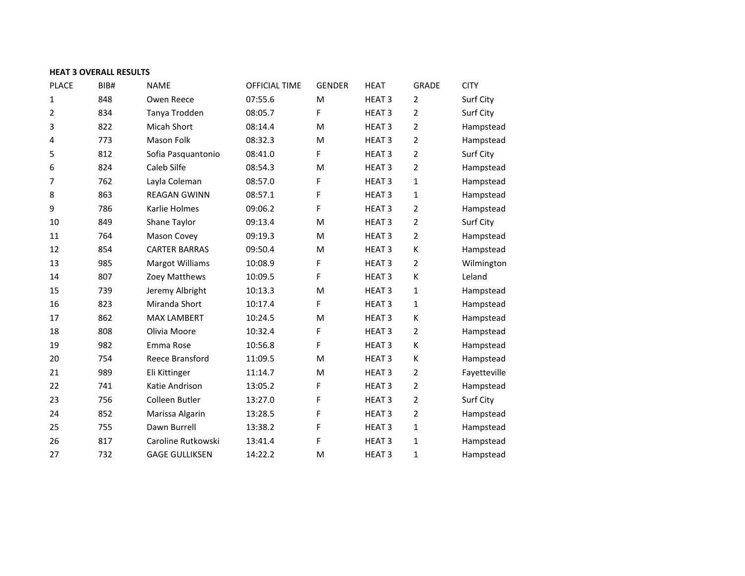**HEAT 3 OVERALL RESULTS**

| PLACE | BIB# | NAME | OFFICIAL TIME | GENDER | HEAT | GRADE | CITY |
|---|---|---|---|---|---|---|---|
| 1 | 848 | Owen Reece | 07:55.6 | M | HEAT 3 | 2 | Surf City |
| 2 | 834 | Tanya Trodden | 08:05.7 | F | HEAT 3 | 2 | Surf City |
| 3 | 822 | Micah Short | 08:14.4 | M | HEAT 3 | 2 | Hampstead |
| 4 | 773 | Mason Folk | 08:32.3 | M | HEAT 3 | 2 | Hampstead |
| 5 | 812 | Sofia Pasquantonio | 08:41.0 | F | HEAT 3 | 2 | Surf City |
| 6 | 824 | Caleb Silfe | 08:54.3 | M | HEAT 3 | 2 | Hampstead |
| 7 | 762 | Layla Coleman | 08:57.0 | F | HEAT 3 | 1 | Hampstead |
| 8 | 863 | REAGAN GWINN | 08:57.1 | F | HEAT 3 | 1 | Hampstead |
| 9 | 786 | Karlie Holmes | 09:06.2 | F | HEAT 3 | 2 | Hampstead |
| 10 | 849 | Shane Taylor | 09:13.4 | M | HEAT 3 | 2 | Surf City |
| 11 | 764 | Mason Covey | 09:19.3 | M | HEAT 3 | 2 | Hampstead |
| 12 | 854 | CARTER BARRAS | 09:50.4 | M | HEAT 3 | K | Hampstead |
| 13 | 985 | Margot Williams | 10:08.9 | F | HEAT 3 | 2 | Wilmington |
| 14 | 807 | Zoey Matthews | 10:09.5 | F | HEAT 3 | K | Leland |
| 15 | 739 | Jeremy Albright | 10:13.3 | M | HEAT 3 | 1 | Hampstead |
| 16 | 823 | Miranda Short | 10:17.4 | F | HEAT 3 | 1 | Hampstead |
| 17 | 862 | MAX LAMBERT | 10:24.5 | M | HEAT 3 | K | Hampstead |
| 18 | 808 | Olivia Moore | 10:32.4 | F | HEAT 3 | 2 | Hampstead |
| 19 | 982 | Emma Rose | 10:56.8 | F | HEAT 3 | K | Hampstead |
| 20 | 754 | Reece Bransford | 11:09.5 | M | HEAT 3 | K | Hampstead |
| 21 | 989 | Eli Kittinger | 11:14.7 | M | HEAT 3 | 2 | Fayetteville |
| 22 | 741 | Katie Andrison | 13:05.2 | F | HEAT 3 | 2 | Hampstead |
| 23 | 756 | Colleen Butler | 13:27.0 | F | HEAT 3 | 2 | Surf City |
| 24 | 852 | Marissa Algarin | 13:28.5 | F | HEAT 3 | 2 | Hampstead |
| 25 | 755 | Dawn Burrell | 13:38.2 | F | HEAT 3 | 1 | Hampstead |
| 26 | 817 | Caroline Rutkowski | 13:41.4 | F | HEAT 3 | 1 | Hampstead |
| 27 | 732 | GAGE GULLIKSEN | 14:22.2 | M | HEAT 3 | 1 | Hampstead |